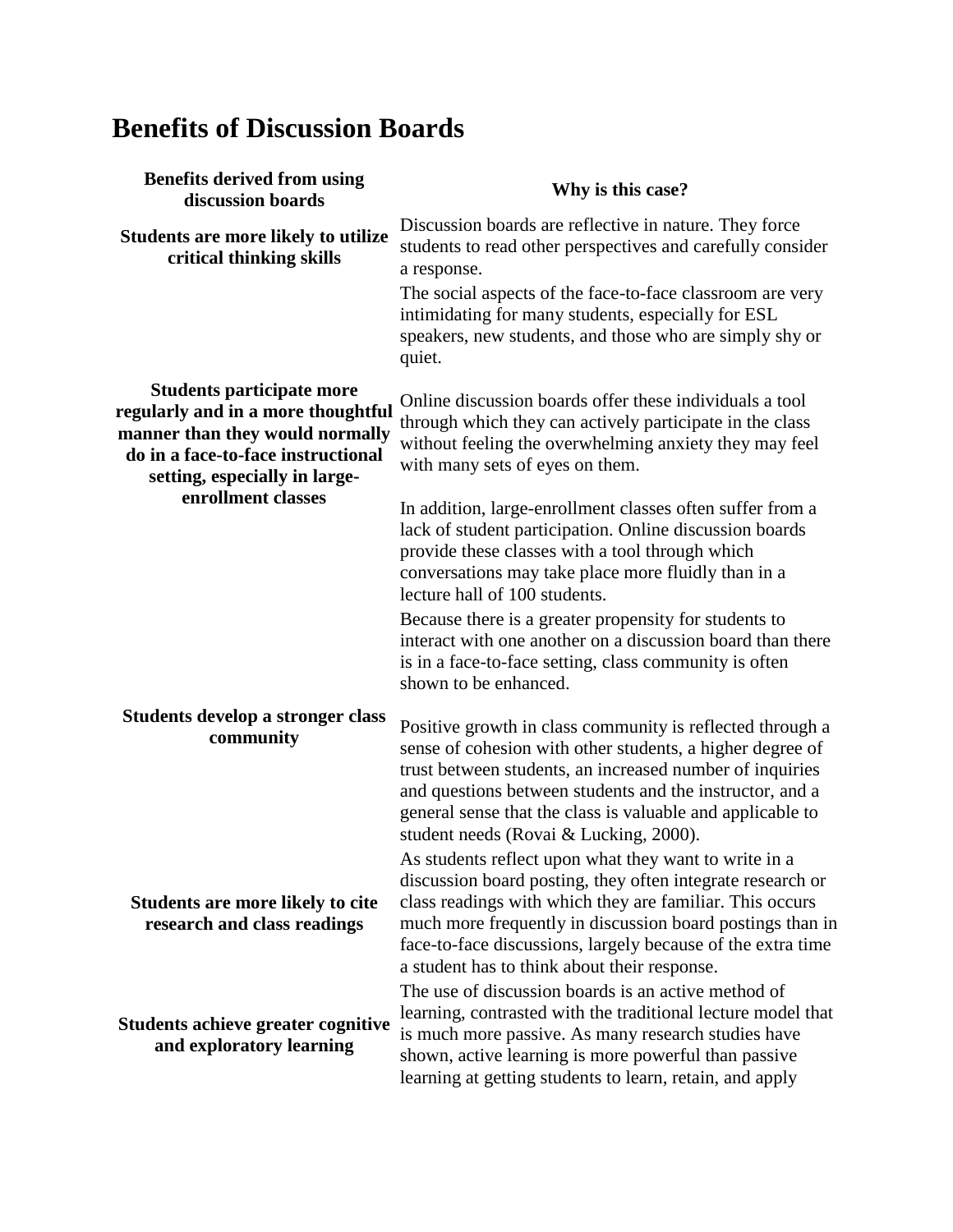# Benefits of Discussion Boards

| Benefits derived from using discussion boards | Why is this case? |
| --- | --- |
| **Students are more likely to utilize critical thinking skills** | Discussion boards are reflective in nature. They force students to read other perspectives and carefully consider a response. |
| **Students participate more regularly and in a more thoughtful manner than they would normally do in a face-to-face instructional setting, especially in large-enrollment classes** | The social aspects of the face-to-face classroom are very intimidating for many students, especially for ESL speakers, new students, and those who are simply shy or quiet.<br><br>Online discussion boards offer these individuals a tool through which they can actively participate in the class without feeling the overwhelming anxiety they may feel with many sets of eyes on them.<br><br>In addition, large-enrollment classes often suffer from a lack of student participation. Online discussion boards provide these classes with a tool through which conversations may take place more fluidly than in a lecture hall of 100 students. |
| **Students develop a stronger class community** | Because there is a greater propensity for students to interact with one another on a discussion board than there is in a face-to-face setting, class community is often shown to be enhanced.<br><br>Positive growth in class community is reflected through a sense of cohesion with other students, a higher degree of trust between students, an increased number of inquiries and questions between students and the instructor, and a general sense that the class is valuable and applicable to student needs (Rovai & Lucking, 2000). |
| **Students are more likely to cite research and class readings** | As students reflect upon what they want to write in a discussion board posting, they often integrate research or class readings with which they are familiar. This occurs much more frequently in discussion board postings than in face-to-face discussions, largely because of the extra time a student has to think about their response. |
| **Students achieve greater cognitive and exploratory learning** | The use of discussion boards is an active method of learning, contrasted with the traditional lecture model that is much more passive. As many research studies have shown, active learning is more powerful than passive learning at getting students to learn, retain, and apply |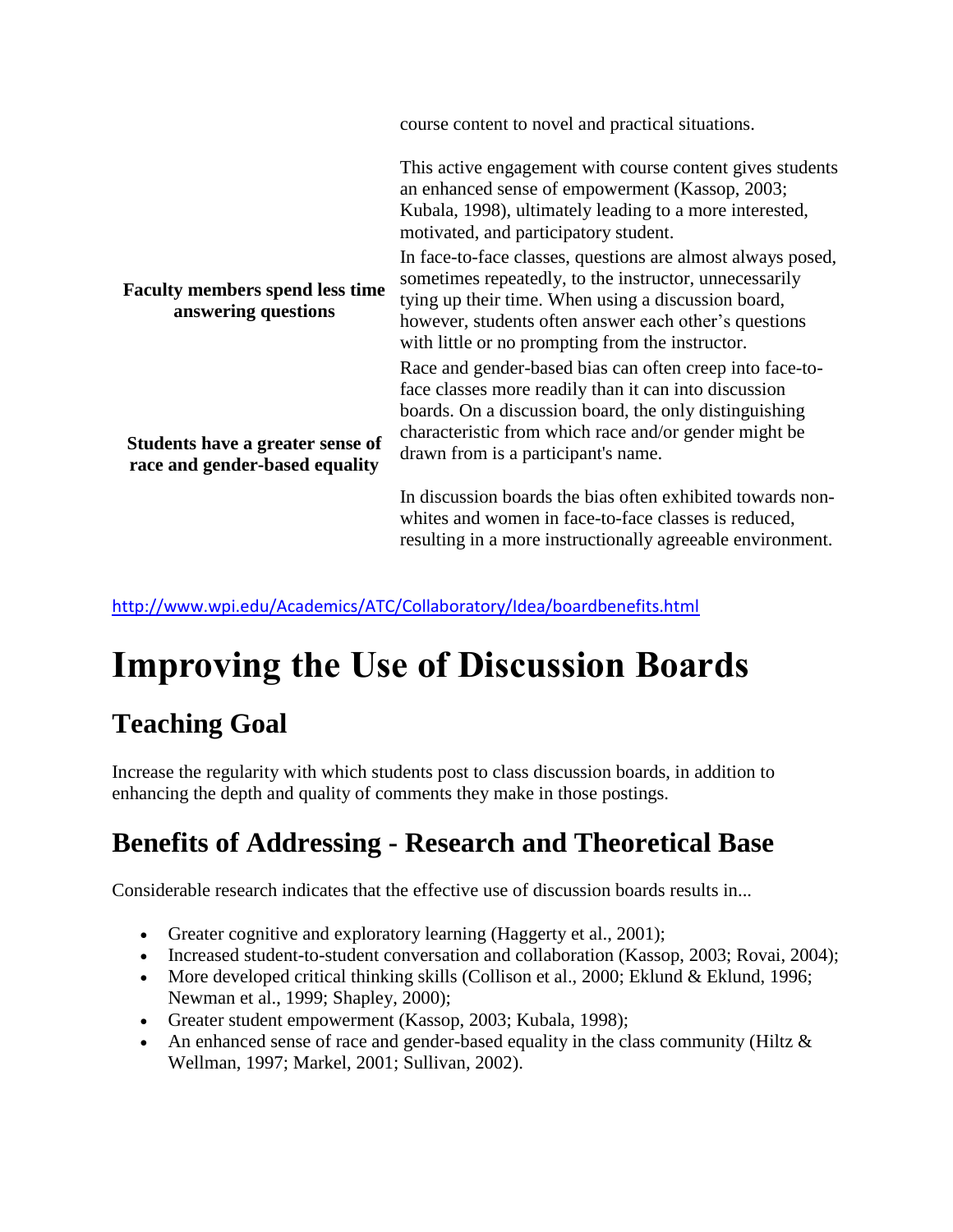| | |
|---|---|
| | course content to novel and practical situations.<br><br>This active engagement with course content gives students an enhanced sense of empowerment (Kassop, 2003; Kubala, 1998), ultimately leading to a more interested, motivated, and participatory student. |
| **Faculty members spend less time answering questions** | In face-to-face classes, questions are almost always posed, sometimes repeatedly, to the instructor, unnecessarily tying up their time. When using a discussion board, however, students often answer each other's questions with little or no prompting from the instructor. |
| **Students have a greater sense of race and gender-based equality** | Race and gender-based bias can often creep into face-to-face classes more readily than it can into discussion boards. On a discussion board, the only distinguishing characteristic from which race and/or gender might be drawn from is a participant's name.<br><br>In discussion boards the bias often exhibited towards non-whites and women in face-to-face classes is reduced, resulting in a more instructionally agreeable environment. |

http://www.wpi.edu/Academics/ATC/Collaboratory/Idea/boardbenefits.html

# Improving the Use of Discussion Boards

## Teaching Goal

Increase the regularity with which students post to class discussion boards, in addition to enhancing the depth and quality of comments they make in those postings.

## Benefits of Addressing - Research and Theoretical Base

Considerable research indicates that the effective use of discussion boards results in...

- Greater cognitive and exploratory learning (Haggerty et al., 2001);
- Increased student-to-student conversation and collaboration (Kassop, 2003; Rovai, 2004);
- More developed critical thinking skills (Collison et al., 2000; Eklund & Eklund, 1996; Newman et al., 1999; Shapley, 2000);
- Greater student empowerment (Kassop, 2003; Kubala, 1998);
- An enhanced sense of race and gender-based equality in the class community (Hiltz & Wellman, 1997; Markel, 2001; Sullivan, 2002).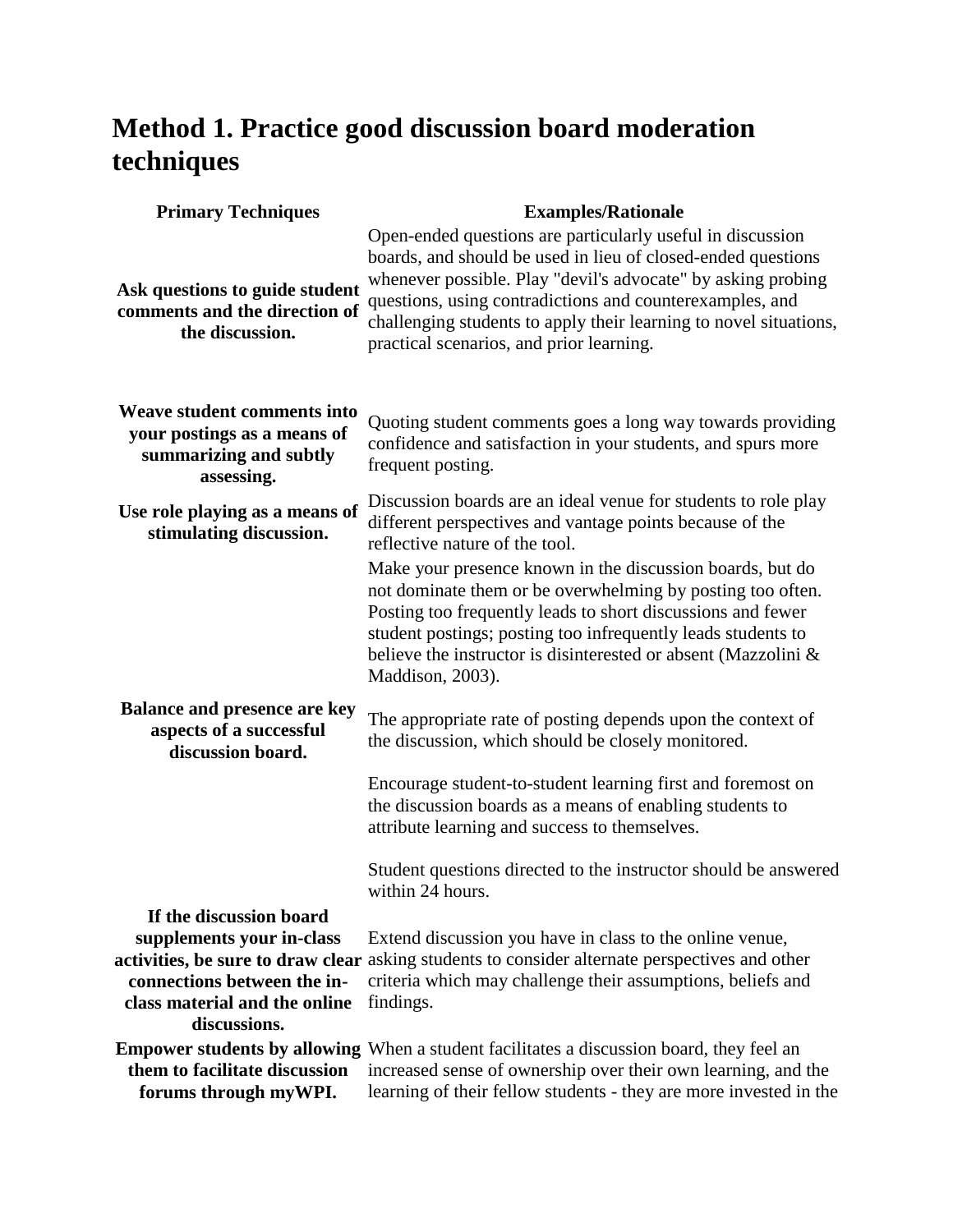## Method 1. Practice good discussion board moderation techniques

| Primary Techniques | Examples/Rationale |
|---|---|
| **Ask questions to guide student comments and the direction of the discussion.** | Open-ended questions are particularly useful in discussion boards, and should be used in lieu of closed-ended questions whenever possible. Play "devil's advocate" by asking probing questions, using contradictions and counterexamples, and challenging students to apply their learning to novel situations, practical scenarios, and prior learning. |
| **Weave student comments into your postings as a means of summarizing and subtly assessing.** | Quoting student comments goes a long way towards providing confidence and satisfaction in your students, and spurs more frequent posting. |
| **Use role playing as a means of stimulating discussion.** | Discussion boards are an ideal venue for students to role play different perspectives and vantage points because of the reflective nature of the tool. |
| **Balance and presence are key aspects of a successful discussion board.** | Make your presence known in the discussion boards, but do not dominate them or be overwhelming by posting too often. Posting too frequently leads to short discussions and fewer student postings; posting too infrequently leads students to believe the instructor is disinterested or absent (Mazzolini & Maddison, 2003).<br><br>The appropriate rate of posting depends upon the context of the discussion, which should be closely monitored.<br><br>Encourage student-to-student learning first and foremost on the discussion boards as a means of enabling students to attribute learning and success to themselves.<br><br>Student questions directed to the instructor should be answered within 24 hours. |
| **If the discussion board supplements your in-class activities, be sure to draw clear connections between the in-class material and the online discussions.** | Extend discussion you have in class to the online venue, asking students to consider alternate perspectives and other criteria which may challenge their assumptions, beliefs and findings. |
| **Empower students by allowing them to facilitate discussion forums through myWPI.** | When a student facilitates a discussion board, they feel an increased sense of ownership over their own learning, and the learning of their fellow students - they are more invested in the |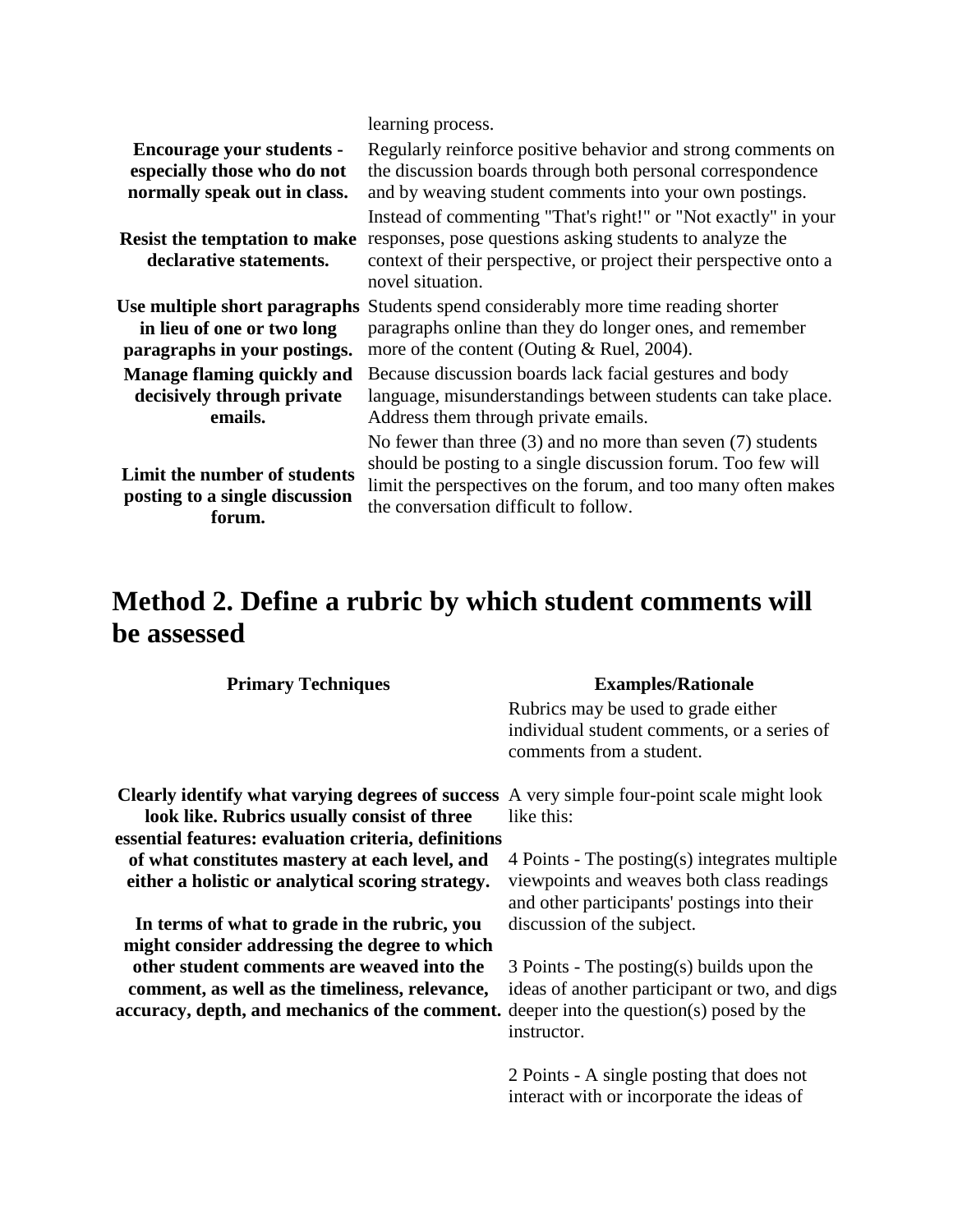| | |
|---|---|
| | learning process. |
| **Encourage your students - especially those who do not normally speak out in class.** | Regularly reinforce positive behavior and strong comments on the discussion boards through both personal correspondence and by weaving student comments into your own postings. |
| **Resist the temptation to make declarative statements.** | Instead of commenting "That's right!" or "Not exactly" in your responses, pose questions asking students to analyze the context of their perspective, or project their perspective onto a novel situation. |
| **Use multiple short paragraphs in lieu of one or two long paragraphs in your postings.** | Students spend considerably more time reading shorter paragraphs online than they do longer ones, and remember more of the content (Outing & Ruel, 2004). |
| **Manage flaming quickly and decisively through private emails.** | Because discussion boards lack facial gestures and body language, misunderstandings between students can take place. Address them through private emails. |
| **Limit the number of students posting to a single discussion forum.** | No fewer than three (3) and no more than seven (7) students should be posting to a single discussion forum. Too few will limit the perspectives on the forum, and too many often makes the conversation difficult to follow. |

## Method 2. Define a rubric by which student comments will be assessed

| Primary Techniques | Examples/Rationale |
|---|---|
| | Rubrics may be used to grade either individual student comments, or a series of comments from a student. |
| **Clearly identify what varying degrees of success look like. Rubrics usually consist of three essential features: evaluation criteria, definitions of what constitutes mastery at each level, and either a holistic or analytical scoring strategy.** <br><br> **In terms of what to grade in the rubric, you might consider addressing the degree to which other student comments are weaved into the comment, as well as the timeliness, relevance, accuracy, depth, and mechanics of the comment.** | A very simple four-point scale might look like this: <br><br> 4 Points - The posting(s) integrates multiple viewpoints and weaves both class readings and other participants' postings into their discussion of the subject. <br><br> 3 Points - The posting(s) builds upon the ideas of another participant or two, and digs deeper into the question(s) posed by the instructor. <br><br> 2 Points - A single posting that does not interact with or incorporate the ideas of |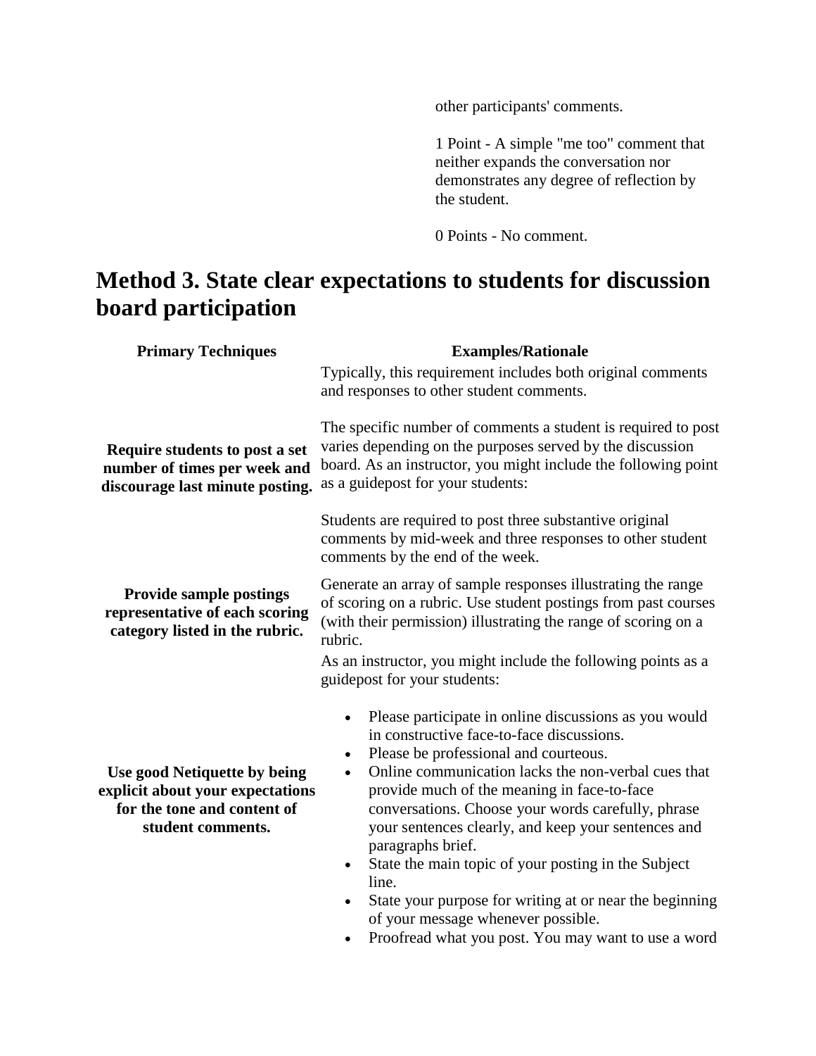| | |
|---|---|
| | other participants' comments.<br><br>1 Point - A simple "me too" comment that neither expands the conversation nor demonstrates any degree of reflection by the student.<br><br>0 Points - No comment. |

## Method 3. State clear expectations to students for discussion board participation

| Primary Techniques | Examples/Rationale |
|---|---|
| **Require students to post a set number of times per week and discourage last minute posting.** | Typically, this requirement includes both original comments and responses to other student comments.<br><br>The specific number of comments a student is required to post varies depending on the purposes served by the discussion board. As an instructor, you might include the following point as a guidepost for your students:<br><br>Students are required to post three substantive original comments by mid-week and three responses to other student comments by the end of the week. |
| **Provide sample postings representative of each scoring category listed in the rubric.** | Generate an array of sample responses illustrating the range of scoring on a rubric. Use student postings from past courses (with their permission) illustrating the range of scoring on a rubric. |
| **Use good Netiquette by being explicit about your expectations for the tone and content of student comments.** | As an instructor, you might include the following points as a guidepost for your students:<br><br>• Please participate in online discussions as you would in constructive face-to-face discussions.<br>• Please be professional and courteous.<br>• Online communication lacks the non-verbal cues that provide much of the meaning in face-to-face conversations. Choose your words carefully, phrase your sentences clearly, and keep your sentences and paragraphs brief.<br>• State the main topic of your posting in the Subject line.<br>• State your purpose for writing at or near the beginning of your message whenever possible.<br>• Proofread what you post. You may want to use a word |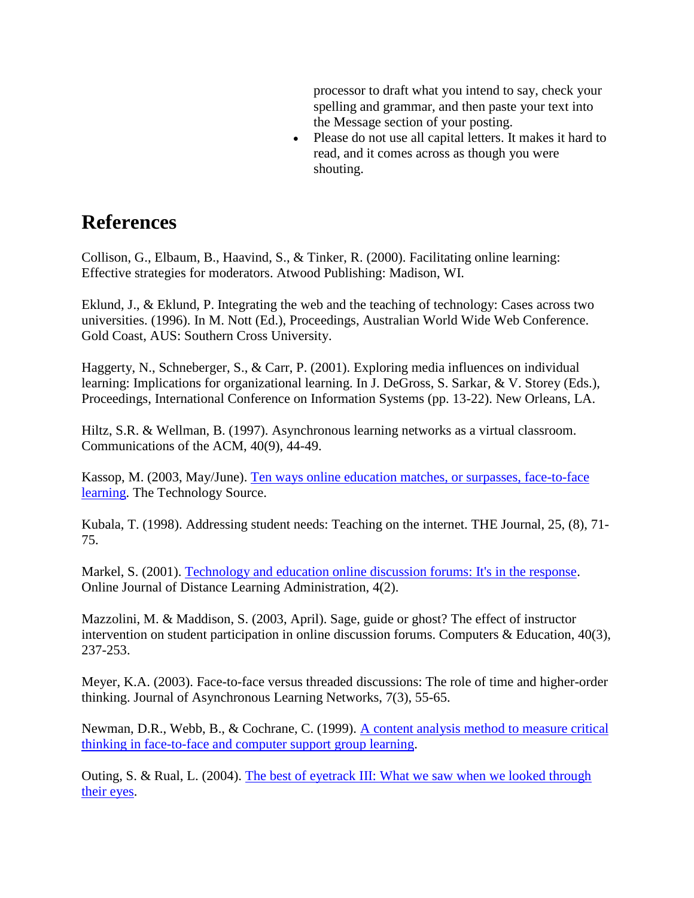processor to draft what you intend to say, check your spelling and grammar, and then paste your text into the Message section of your posting.

- Please do not use all capital letters. It makes it hard to read, and it comes across as though you were shouting.

## References

Collison, G., Elbaum, B., Haavind, S., & Tinker, R. (2000). Facilitating online learning: Effective strategies for moderators. Atwood Publishing: Madison, WI.

Eklund, J., & Eklund, P. Integrating the web and the teaching of technology: Cases across two universities. (1996). In M. Nott (Ed.), Proceedings, Australian World Wide Web Conference. Gold Coast, AUS: Southern Cross University.

Haggerty, N., Schneberger, S., & Carr, P. (2001). Exploring media influences on individual learning: Implications for organizational learning. In J. DeGross, S. Sarkar, & V. Storey (Eds.), Proceedings, International Conference on Information Systems (pp. 13-22). New Orleans, LA.

Hiltz, S.R. & Wellman, B. (1997). Asynchronous learning networks as a virtual classroom. Communications of the ACM, 40(9), 44-49.

Kassop, M. (2003, May/June). Ten ways online education matches, or surpasses, face-to-face learning. The Technology Source.

Kubala, T. (1998). Addressing student needs: Teaching on the internet. THE Journal, 25, (8), 71-75.

Markel, S. (2001). Technology and education online discussion forums: It's in the response. Online Journal of Distance Learning Administration, 4(2).

Mazzolini, M. & Maddison, S. (2003, April). Sage, guide or ghost? The effect of instructor intervention on student participation in online discussion forums. Computers & Education, 40(3), 237-253.

Meyer, K.A. (2003). Face-to-face versus threaded discussions: The role of time and higher-order thinking. Journal of Asynchronous Learning Networks, 7(3), 55-65.

Newman, D.R., Webb, B., & Cochrane, C. (1999). A content analysis method to measure critical thinking in face-to-face and computer support group learning.

Outing, S. & Rual, L. (2004). The best of eyetrack III: What we saw when we looked through their eyes.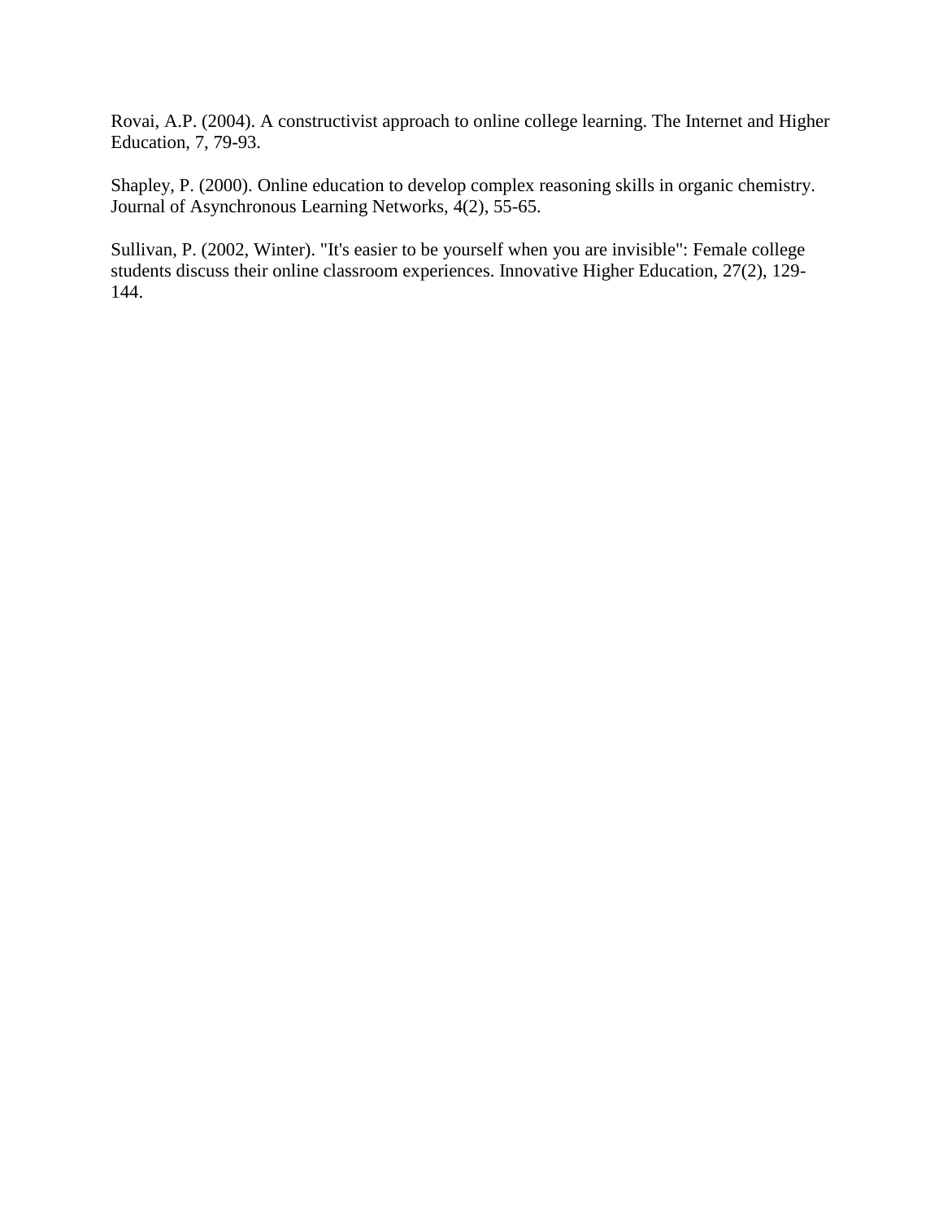Rovai, A.P. (2004). A constructivist approach to online college learning. The Internet and Higher Education, 7, 79-93.

Shapley, P. (2000). Online education to develop complex reasoning skills in organic chemistry. Journal of Asynchronous Learning Networks, 4(2), 55-65.

Sullivan, P. (2002, Winter). "It's easier to be yourself when you are invisible": Female college students discuss their online classroom experiences. Innovative Higher Education, 27(2), 129-144.